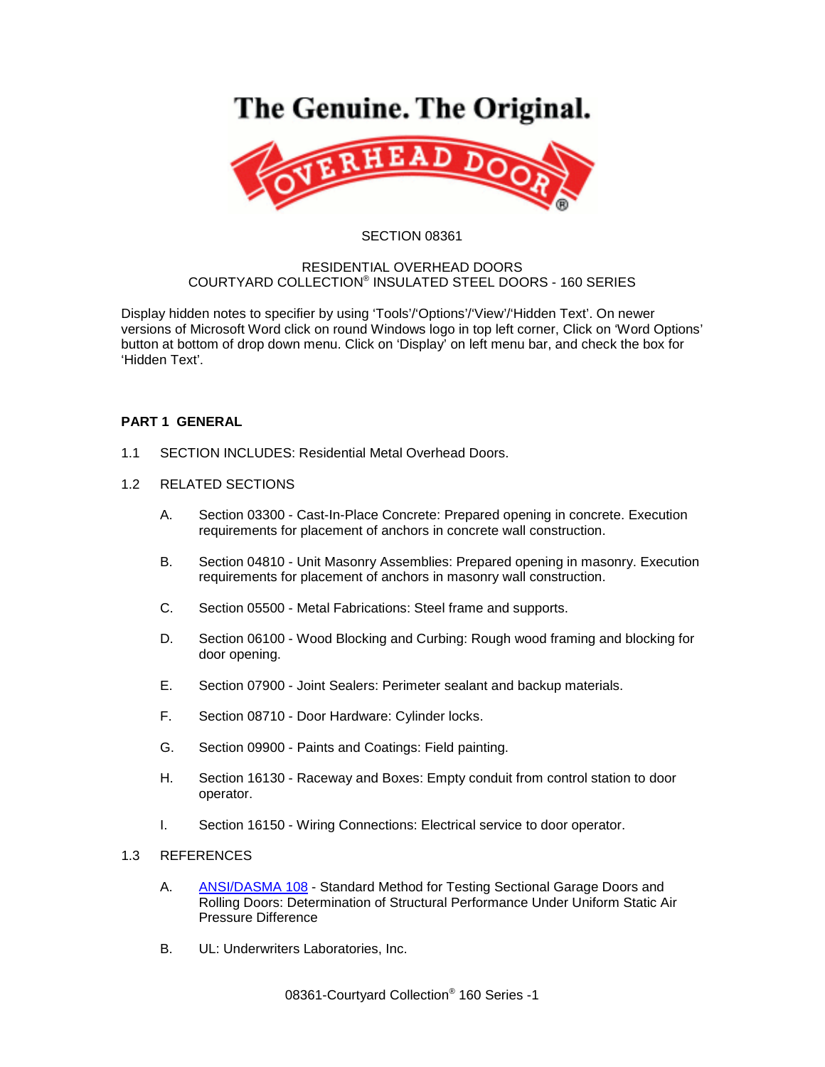The Genuine. The Original.

OVERHEAD DOOR®

SECTION 08361

RESIDENTIAL OVERHEAD DOORS
COURTYARD COLLECTION® INSULATED STEEL DOORS - 160 SERIES

Display hidden notes to specifier by using ‘Tools’/‘Options’/‘View’/‘Hidden Text’. On newer versions of Microsoft Word click on round Windows logo in top left corner, Click on ‘Word Options’ button at bottom of drop down menu. Click on ‘Display’ on left menu bar, and check the box for ‘Hidden Text’.

## PART 1 GENERAL

1.1 SECTION INCLUDES: Residential Metal Overhead Doors.

1.2 RELATED SECTIONS

A. Section 03300 - Cast-In-Place Concrete: Prepared opening in concrete. Execution requirements for placement of anchors in concrete wall construction.

B. Section 04810 - Unit Masonry Assemblies: Prepared opening in masonry. Execution requirements for placement of anchors in masonry wall construction.

C. Section 05500 - Metal Fabrications: Steel frame and supports.

D. Section 06100 - Wood Blocking and Curbing: Rough wood framing and blocking for door opening.

E. Section 07900 - Joint Sealers: Perimeter sealant and backup materials.

F. Section 08710 - Door Hardware: Cylinder locks.

G. Section 09900 - Paints and Coatings: Field painting.

H. Section 16130 - Raceway and Boxes: Empty conduit from control station to door operator.

I. Section 16150 - Wiring Connections: Electrical service to door operator.

1.3 REFERENCES

A. ANSI/DASMA 108 - Standard Method for Testing Sectional Garage Doors and Rolling Doors: Determination of Structural Performance Under Uniform Static Air Pressure Difference

B. UL: Underwriters Laboratories, Inc.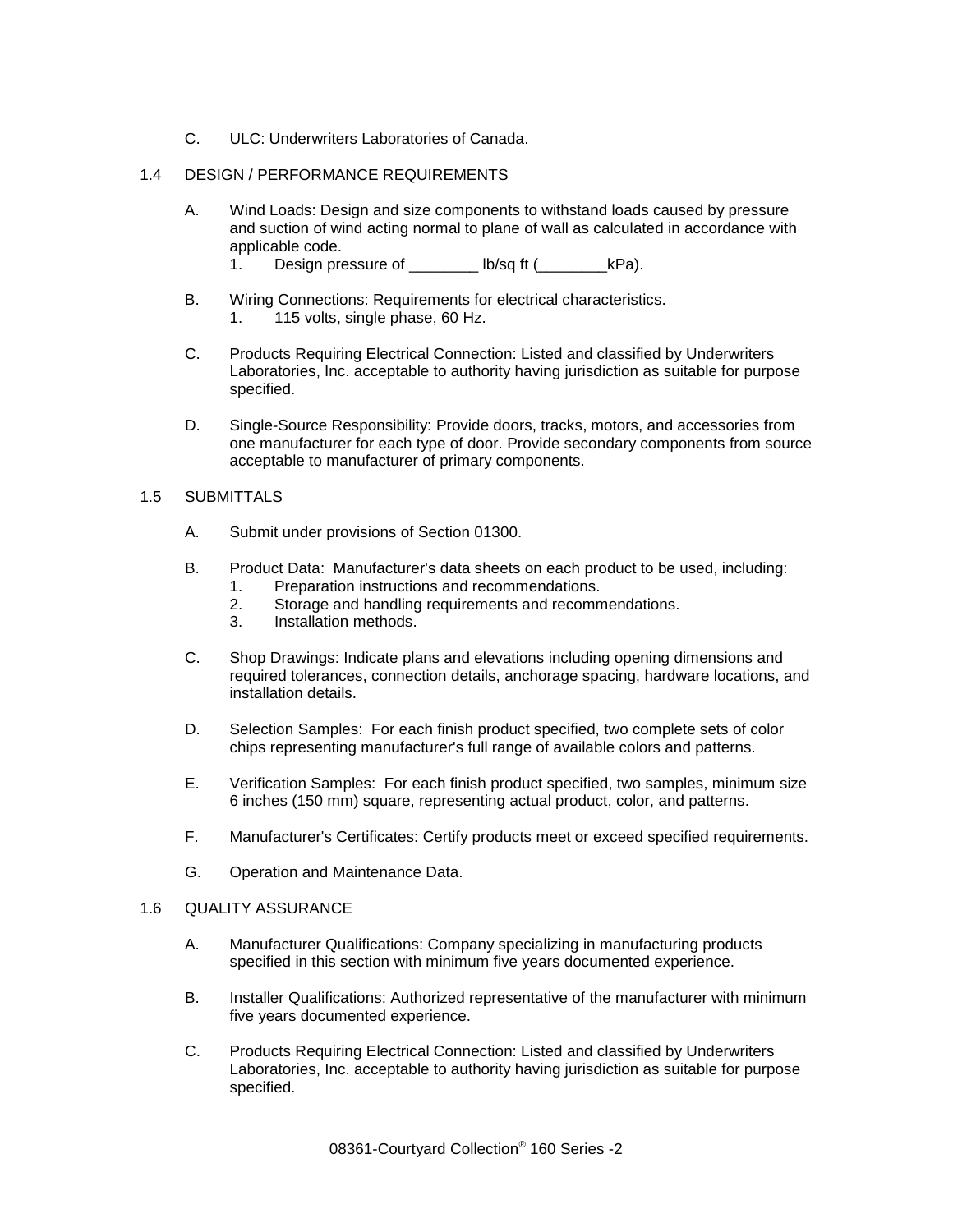C. ULC: Underwriters Laboratories of Canada.

## 1.4 DESIGN / PERFORMANCE REQUIREMENTS

A. Wind Loads: Design and size components to withstand loads caused by pressure and suction of wind acting normal to plane of wall as calculated in accordance with applicable code.
   1. Design pressure of ________ lb/sq ft (________kPa).

B. Wiring Connections: Requirements for electrical characteristics.
   1. 115 volts, single phase, 60 Hz.

C. Products Requiring Electrical Connection: Listed and classified by Underwriters Laboratories, Inc. acceptable to authority having jurisdiction as suitable for purpose specified.

D. Single-Source Responsibility: Provide doors, tracks, motors, and accessories from one manufacturer for each type of door. Provide secondary components from source acceptable to manufacturer of primary components.

## 1.5 SUBMITTALS

A. Submit under provisions of Section 01300.

B. Product Data: Manufacturer's data sheets on each product to be used, including:
   1. Preparation instructions and recommendations.
   2. Storage and handling requirements and recommendations.
   3. Installation methods.

C. Shop Drawings: Indicate plans and elevations including opening dimensions and required tolerances, connection details, anchorage spacing, hardware locations, and installation details.

D. Selection Samples: For each finish product specified, two complete sets of color chips representing manufacturer's full range of available colors and patterns.

E. Verification Samples: For each finish product specified, two samples, minimum size 6 inches (150 mm) square, representing actual product, color, and patterns.

F. Manufacturer's Certificates: Certify products meet or exceed specified requirements.

G. Operation and Maintenance Data.

## 1.6 QUALITY ASSURANCE

A. Manufacturer Qualifications: Company specializing in manufacturing products specified in this section with minimum five years documented experience.

B. Installer Qualifications: Authorized representative of the manufacturer with minimum five years documented experience.

C. Products Requiring Electrical Connection: Listed and classified by Underwriters Laboratories, Inc. acceptable to authority having jurisdiction as suitable for purpose specified.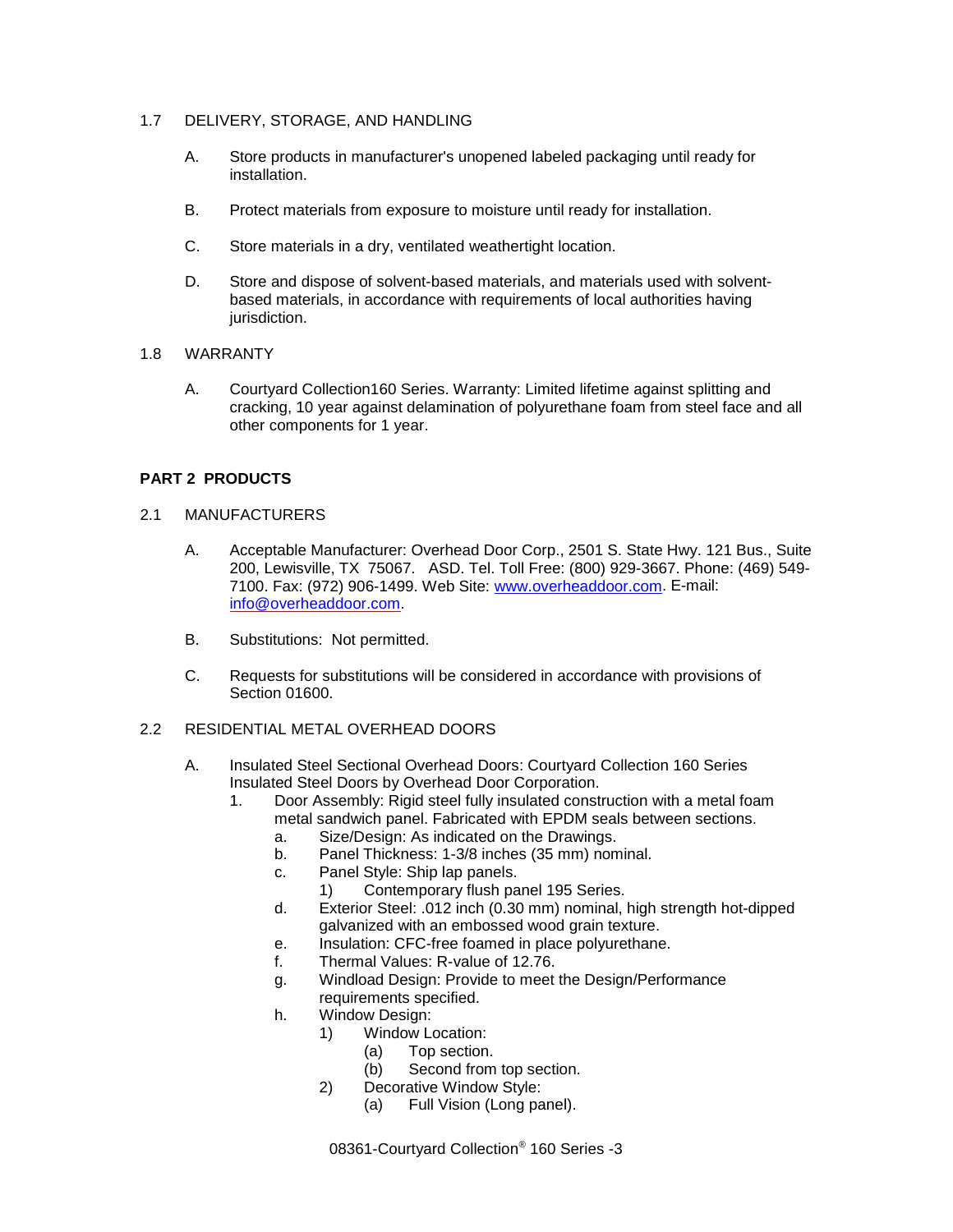1.7 DELIVERY, STORAGE, AND HANDLING

A. Store products in manufacturer's unopened labeled packaging until ready for installation.

B. Protect materials from exposure to moisture until ready for installation.

C. Store materials in a dry, ventilated weathertight location.

D. Store and dispose of solvent-based materials, and materials used with solvent-based materials, in accordance with requirements of local authorities having jurisdiction.

1.8 WARRANTY

A. Courtyard Collection160 Series. Warranty: Limited lifetime against splitting and cracking, 10 year against delamination of polyurethane foam from steel face and all other components for 1 year.

## PART 2 PRODUCTS

2.1 MANUFACTURERS

A. Acceptable Manufacturer: Overhead Door Corp., 2501 S. State Hwy. 121 Bus., Suite 200, Lewisville, TX 75067. ASD. Tel. Toll Free: (800) 929-3667. Phone: (469) 549-7100. Fax: (972) 906-1499. Web Site: [www.overheaddoor.com](http://www.overheaddoor.com). E-mail: [info@overheaddoor.com](mailto:info@overheaddoor.com).

B. Substitutions: Not permitted.

C. Requests for substitutions will be considered in accordance with provisions of Section 01600.

2.2 RESIDENTIAL METAL OVERHEAD DOORS

A. Insulated Steel Sectional Overhead Doors: Courtyard Collection 160 Series Insulated Steel Doors by Overhead Door Corporation.
   1. Door Assembly: Rigid steel fully insulated construction with a metal foam metal sandwich panel. Fabricated with EPDM seals between sections.
      a. Size/Design: As indicated on the Drawings.
      b. Panel Thickness: 1-3/8 inches (35 mm) nominal.
      c. Panel Style: Ship lap panels.
         1) Contemporary flush panel 195 Series.
      d. Exterior Steel: .012 inch (0.30 mm) nominal, high strength hot-dipped galvanized with an embossed wood grain texture.
      e. Insulation: CFC-free foamed in place polyurethane.
      f. Thermal Values: R-value of 12.76.
      g. Windload Design: Provide to meet the Design/Performance requirements specified.
      h. Window Design:
         1) Window Location:
            (a) Top section.
            (b) Second from top section.
         2) Decorative Window Style:
            (a) Full Vision (Long panel).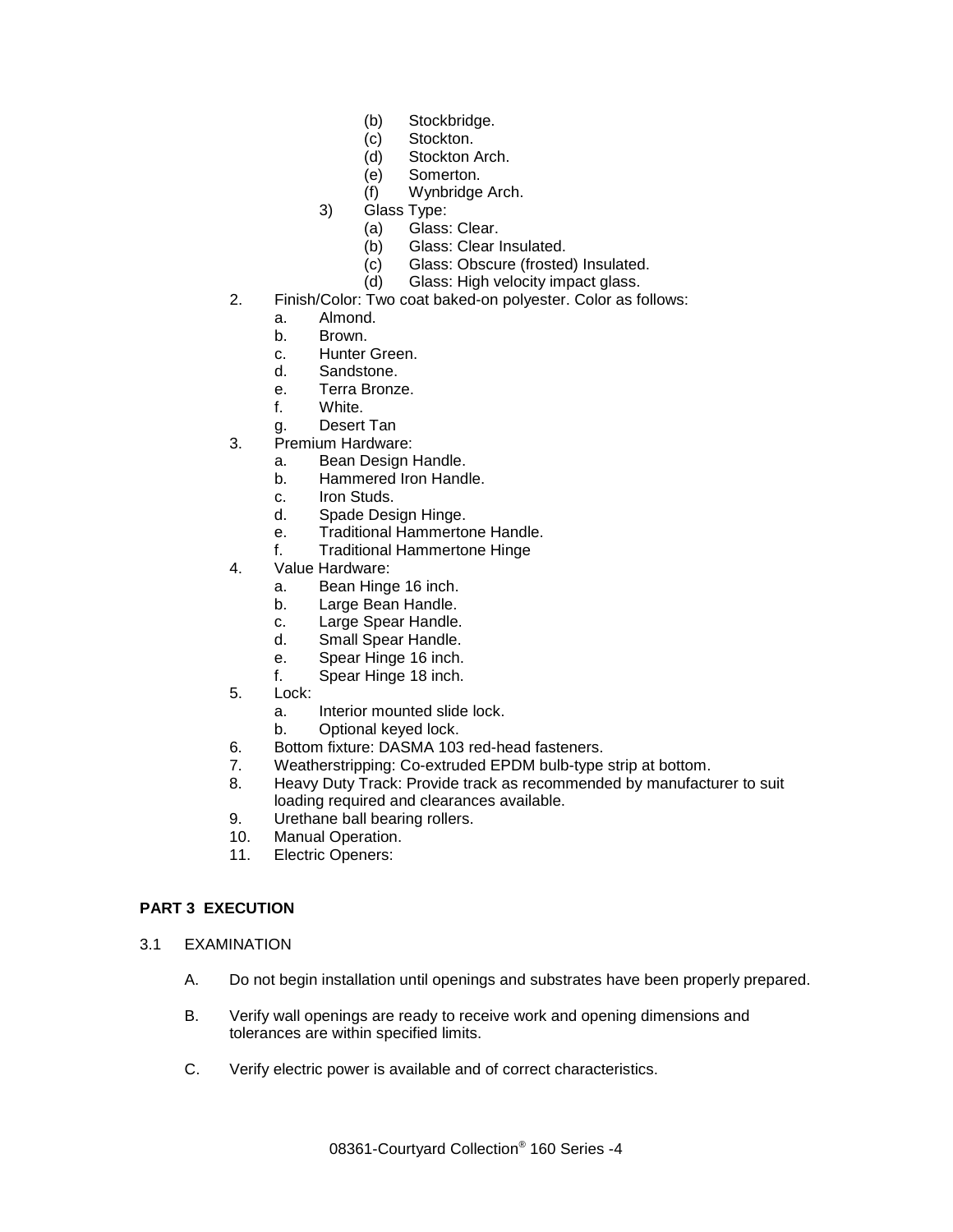- (b) Stockbridge.
      - (c) Stockton.
      - (d) Stockton Arch.
      - (e) Somerton.
      - (f) Wynbridge Arch.
    - 3) Glass Type:
      - (a) Glass: Clear.
      - (b) Glass: Clear Insulated.
      - (c) Glass: Obscure (frosted) Insulated.
      - (d) Glass: High velocity impact glass.

2. Finish/Color: Two coat baked-on polyester. Color as follows:
   - a. Almond.
   - b. Brown.
   - c. Hunter Green.
   - d. Sandstone.
   - e. Terra Bronze.
   - f. White.
   - g. Desert Tan
3. Premium Hardware:
   - a. Bean Design Handle.
   - b. Hammered Iron Handle.
   - c. Iron Studs.
   - d. Spade Design Hinge.
   - e. Traditional Hammertone Handle.
   - f. Traditional Hammertone Hinge
4. Value Hardware:
   - a. Bean Hinge 16 inch.
   - b. Large Bean Handle.
   - c. Large Spear Handle.
   - d. Small Spear Handle.
   - e. Spear Hinge 16 inch.
   - f. Spear Hinge 18 inch.
5. Lock:
   - a. Interior mounted slide lock.
   - b. Optional keyed lock.
6. Bottom fixture: DASMA 103 red-head fasteners.
7. Weatherstripping: Co-extruded EPDM bulb-type strip at bottom.
8. Heavy Duty Track: Provide track as recommended by manufacturer to suit loading required and clearances available.
9. Urethane ball bearing rollers.
10. Manual Operation.
11. Electric Openers:

## PART 3 EXECUTION

### 3.1 EXAMINATION

A. Do not begin installation until openings and substrates have been properly prepared.

B. Verify wall openings are ready to receive work and opening dimensions and tolerances are within specified limits.

C. Verify electric power is available and of correct characteristics.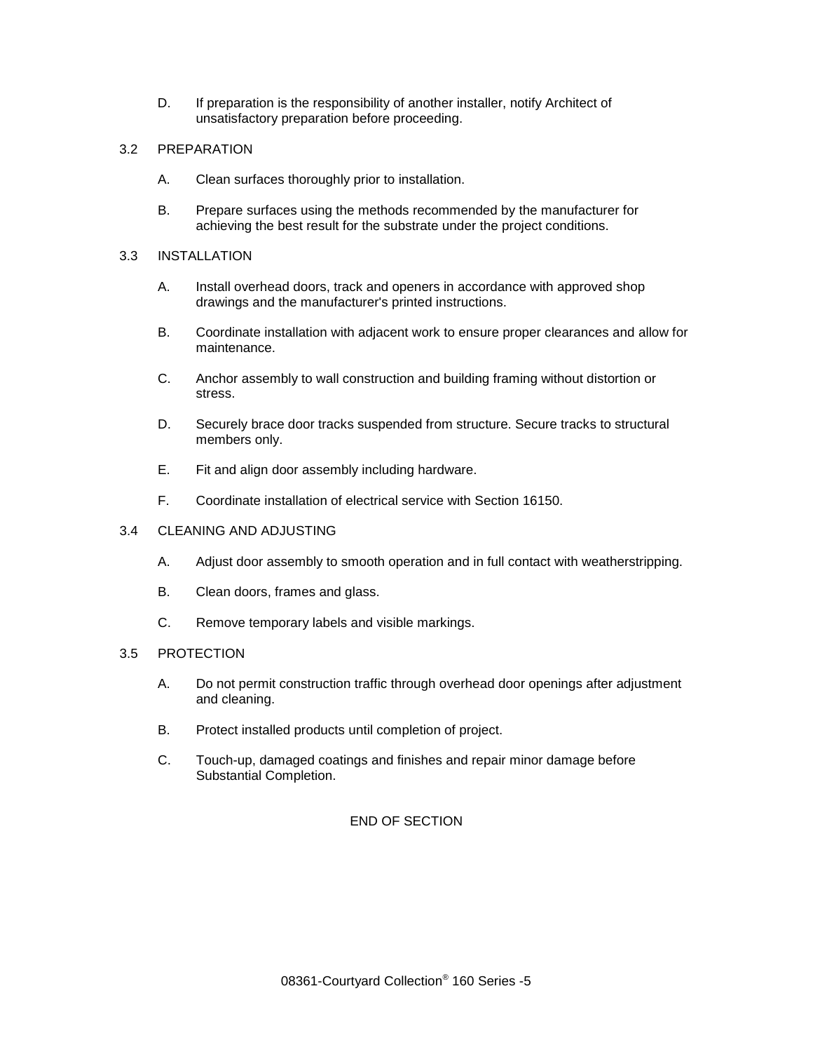D. If preparation is the responsibility of another installer, notify Architect of unsatisfactory preparation before proceeding.

## 3.2 PREPARATION

A. Clean surfaces thoroughly prior to installation.

B. Prepare surfaces using the methods recommended by the manufacturer for achieving the best result for the substrate under the project conditions.

## 3.3 INSTALLATION

A. Install overhead doors, track and openers in accordance with approved shop drawings and the manufacturer's printed instructions.

B. Coordinate installation with adjacent work to ensure proper clearances and allow for maintenance.

C. Anchor assembly to wall construction and building framing without distortion or stress.

D. Securely brace door tracks suspended from structure. Secure tracks to structural members only.

E. Fit and align door assembly including hardware.

F. Coordinate installation of electrical service with Section 16150.

## 3.4 CLEANING AND ADJUSTING

A. Adjust door assembly to smooth operation and in full contact with weatherstripping.

B. Clean doors, frames and glass.

C. Remove temporary labels and visible markings.

## 3.5 PROTECTION

A. Do not permit construction traffic through overhead door openings after adjustment and cleaning.

B. Protect installed products until completion of project.

C. Touch-up, damaged coatings and finishes and repair minor damage before Substantial Completion.

END OF SECTION